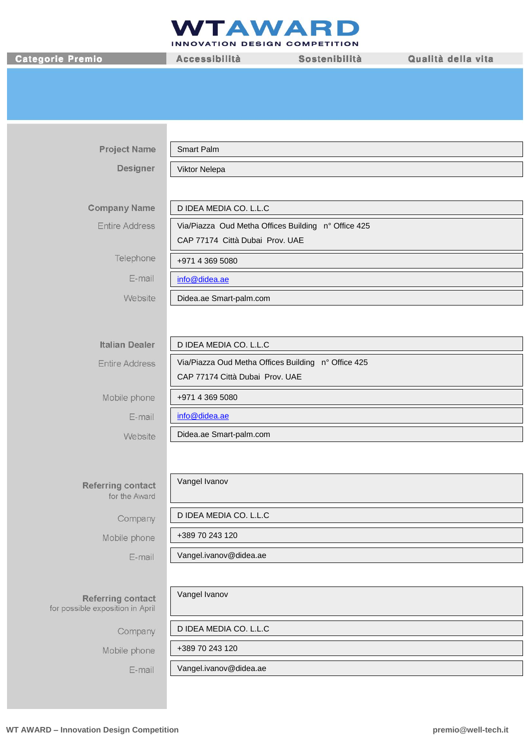# WTAWARD

INNOVATION DESIGN COMPETITION

| Categorie Premio | Accessibilità | Sostenibilità | Qualità della vita |
|---|---|---|---|

| | |
|---|---|
| **Project Name** | Smart Palm |
| **Designer** | Viktor Nelepa |
| **Company Name** | D IDEA MEDIA CO. L.L.C |
| Entire Address | Via/Piazza Oud Metha Offices Building n° Office 425<br>CAP 77174 Città Dubai Prov. UAE |
| Telephone | +971 4 369 5080 |
| E-mail | info@didea.ae |
| Website | Didea.ae Smart-palm.com |
| **Italian Dealer** | D IDEA MEDIA CO. L.L.C |
| Entire Address | Via/Piazza Oud Metha Offices Building n° Office 425<br>CAP 77174 Città Dubai Prov. UAE |
| Mobile phone | +971 4 369 5080 |
| E-mail | info@didea.ae |
| Website | Didea.ae Smart-palm.com |
| **Referring contact** for the Award | Vangel Ivanov |
| Company | D IDEA MEDIA CO. L.L.C |
| Mobile phone | +389 70 243 120 |
| E-mail | Vangel.ivanov@didea.ae |
| **Referring contact** for possible exposition in April | Vangel Ivanov |
| Company | D IDEA MEDIA CO. L.L.C |
| Mobile phone | +389 70 243 120 |
| E-mail | Vangel.ivanov@didea.ae |

**WT AWARD – Innovation Design Competition** **premio@well-tech.it**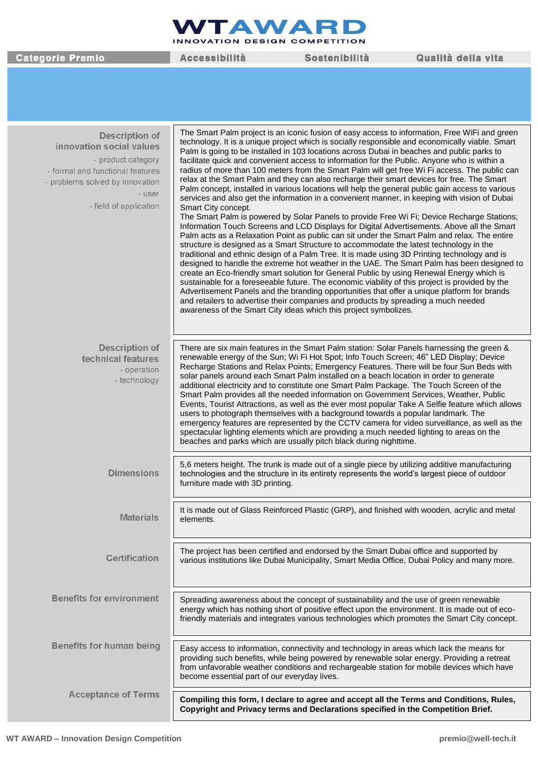# WTAWARD

INNOVATION DESIGN COMPETITION

| Categorie Premio | Accessibilità | Sostenibilità | Qualità della vita |
|---|---|---|---|

| | |
|---|---|
| **Description of innovation social values**<br>- product category<br>- formal and functional features<br>- problems solved by innovation<br>- user<br>- field of application | The Smart Palm project is an iconic fusion of easy access to information, Free WiFi and green technology. It is a unique project which is socially responsible and economically viable. Smart Palm is going to be installed in 103 locations across Dubai in beaches and public parks to facilitate quick and convenient access to information for the Public. Anyone who is within a radius of more than 100 meters from the Smart Palm will get free Wi Fi access. The public can relax at the Smart Palm and they can also recharge their smart devices for free. The Smart Palm concept, installed in various locations will help the general public gain access to various services and also get the information in a convenient manner, in keeping with vision of Dubai Smart City concept.<br>The Smart Palm is powered by Solar Panels to provide Free Wi Fi; Device Recharge Stations; Information Touch Screens and LCD Displays for Digital Advertisements. Above all the Smart Palm acts as a Relaxation Point as public can sit under the Smart Palm and relax. The entire structure is designed as a Smart Structure to accommodate the latest technology in the traditional and ethnic design of a Palm Tree. It is made using 3D Printing technology and is designed to handle the extreme hot weather in the UAE. The Smart Palm has been designed to create an Eco-friendly smart solution for General Public by using Renewal Energy which is sustainable for a foreseeable future. The economic viability of this project is provided by the Advertisement Panels and the branding opportunities that offer a unique platform for brands and retailers to advertise their companies and products by spreading a much needed awareness of the Smart City ideas which this project symbolizes. |
| **Description of technical features**<br>- operation<br>- technology | There are six main features in the Smart Palm station: Solar Panels harnessing the green & renewable energy of the Sun; Wi Fi Hot Spot; Info Touch Screen; 46" LED Display; Device Recharge Stations and Relax Points; Emergency Features. There will be four Sun Beds with solar panels around each Smart Palm installed on a beach location in order to generate additional electricity and to constitute one Smart Palm Package. The Touch Screen of the Smart Palm provides all the needed information on Government Services, Weather, Public Events, Tourist Attractions, as well as the ever most popular Take A Selfie feature which allows users to photograph themselves with a background towards a popular landmark. The emergency features are represented by the CCTV camera for video surveillance, as well as the spectacular lighting elements which are providing a much needed lighting to areas on the beaches and parks which are usually pitch black during nighttime. |
| **Dimensions** | 5,6 meters height. The trunk is made out of a single piece by utilizing additive manufacturing technologies and the structure in its entirety represents the world's largest piece of outdoor furniture made with 3D printing. |
| **Materials** | It is made out of Glass Reinforced Plastic (GRP), and finished with wooden, acrylic and metal elements. |
| **Certification** | The project has been certified and endorsed by the Smart Dubai office and supported by various institutions like Dubai Municipality, Smart Media Office, Dubai Policy and many more. |
| **Benefits for environment** | Spreading awareness about the concept of sustainability and the use of green renewable energy which has nothing short of positive effect upon the environment. It is made out of eco-friendly materials and integrates various technologies which promotes the Smart City concept. |
| **Benefits for human being** | Easy access to information, connectivity and technology in areas which lack the means for providing such benefits, while being powered by renewable solar energy. Providing a retreat from unfavorable weather conditions and rechargeable station for mobile devices which have become essential part of our everyday lives. |
| **Acceptance of Terms** | **Compiling this form, I declare to agree and accept all the Terms and Conditions, Rules, Copyright and Privacy terms and Declarations specified in the Competition Brief.** |

WT AWARD – Innovation Design Competition — premio@well-tech.it